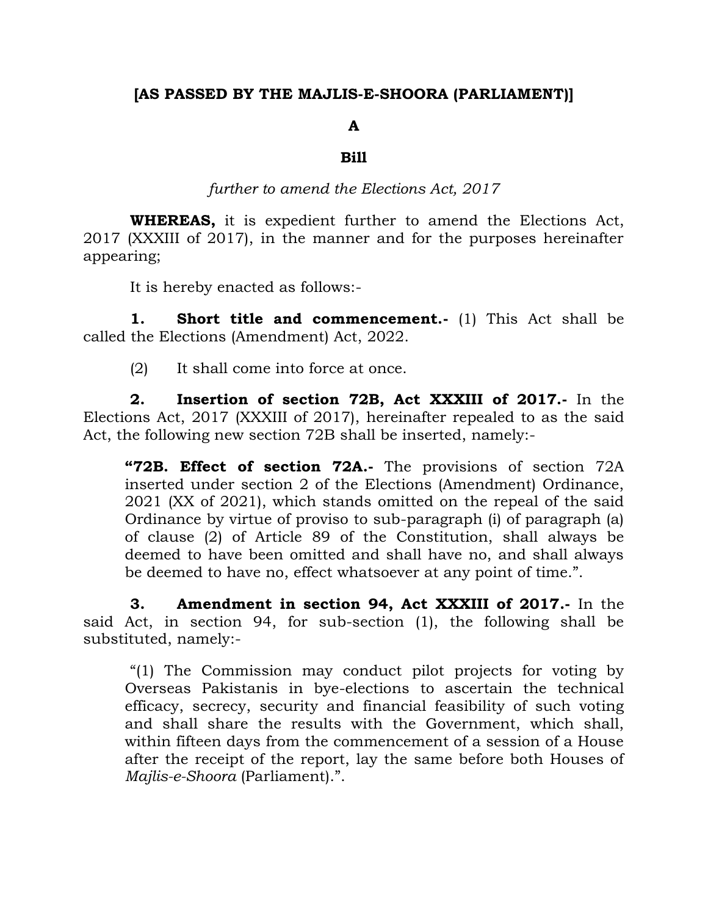**[AS PASSED BY THE MAJLIS-E-SHOORA (PARLIAMENT)]**

**A**

**Bill**

*further to amend the Elections Act, 2017*

**WHEREAS,** it is expedient further to amend the Elections Act, 2017 (XXXIII of 2017), in the manner and for the purposes hereinafter appearing;

It is hereby enacted as follows:-

**1. Short title and commencement.-** (1) This Act shall be called the Elections (Amendment) Act, 2022.

(2) It shall come into force at once.

**2. Insertion of section 72B, Act XXXIII of 2017.-** In the Elections Act, 2017 (XXXIII of 2017), hereinafter repealed to as the said Act, the following new section 72B shall be inserted, namely:-

> **"72B. Effect of section 72A.-** The provisions of section 72A inserted under section 2 of the Elections (Amendment) Ordinance, 2021 (XX of 2021), which stands omitted on the repeal of the said Ordinance by virtue of proviso to sub-paragraph (i) of paragraph (a) of clause (2) of Article 89 of the Constitution, shall always be deemed to have been omitted and shall have no, and shall always be deemed to have no, effect whatsoever at any point of time.".

**3. Amendment in section 94, Act XXXIII of 2017.-** In the said Act, in section 94, for sub-section (1), the following shall be substituted, namely:-

> "(1) The Commission may conduct pilot projects for voting by Overseas Pakistanis in bye-elections to ascertain the technical efficacy, secrecy, security and financial feasibility of such voting and shall share the results with the Government, which shall, within fifteen days from the commencement of a session of a House after the receipt of the report, lay the same before both Houses of *Majlis-e-Shoora* (Parliament).".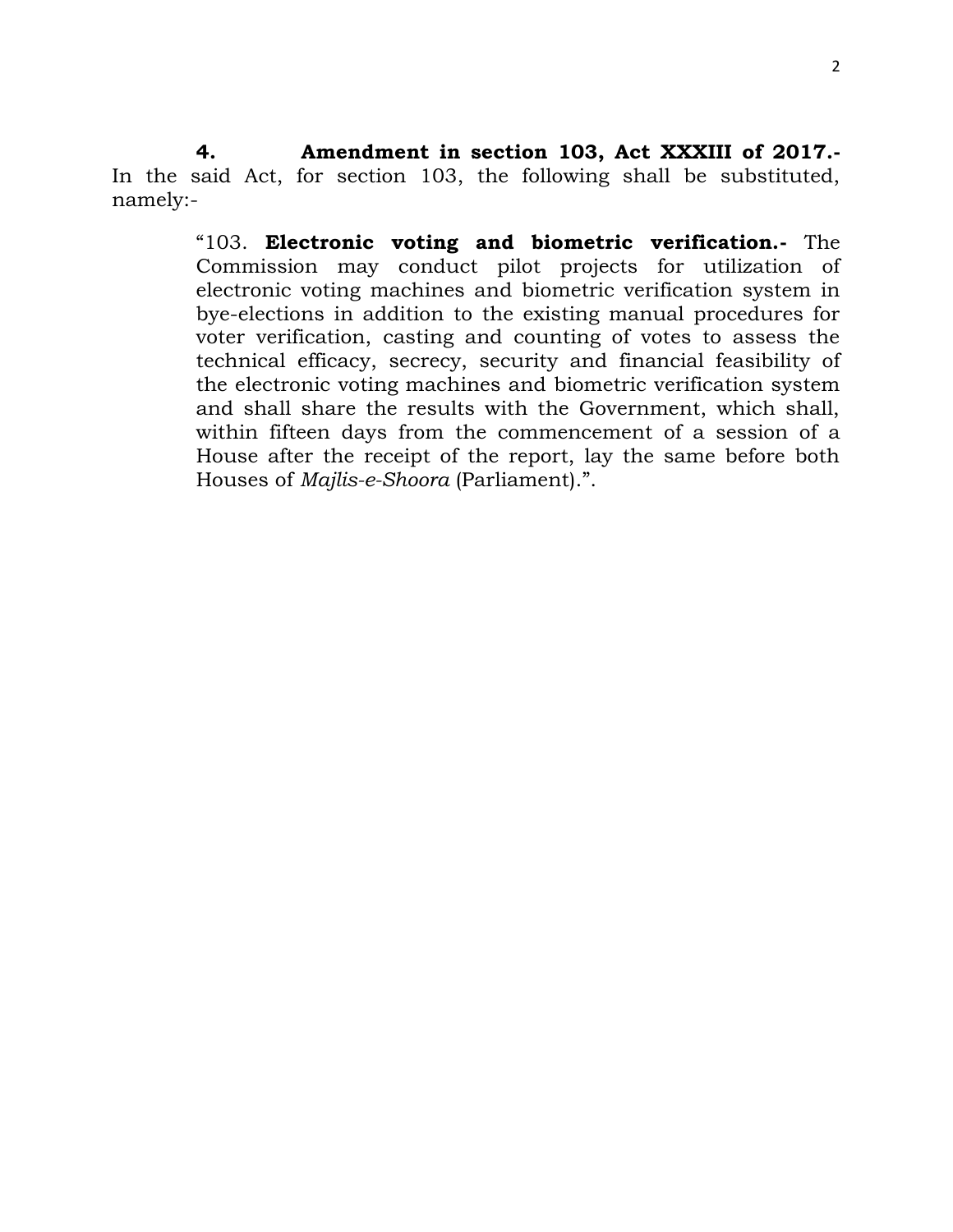**4. Amendment in section 103, Act XXXIII of 2017.-** In the said Act, for section 103, the following shall be substituted, namely:-

> "103. **Electronic voting and biometric verification.-** The Commission may conduct pilot projects for utilization of electronic voting machines and biometric verification system in bye-elections in addition to the existing manual procedures for voter verification, casting and counting of votes to assess the technical efficacy, secrecy, security and financial feasibility of the electronic voting machines and biometric verification system and shall share the results with the Government, which shall, within fifteen days from the commencement of a session of a House after the receipt of the report, lay the same before both Houses of *Majlis-e-Shoora* (Parliament).".